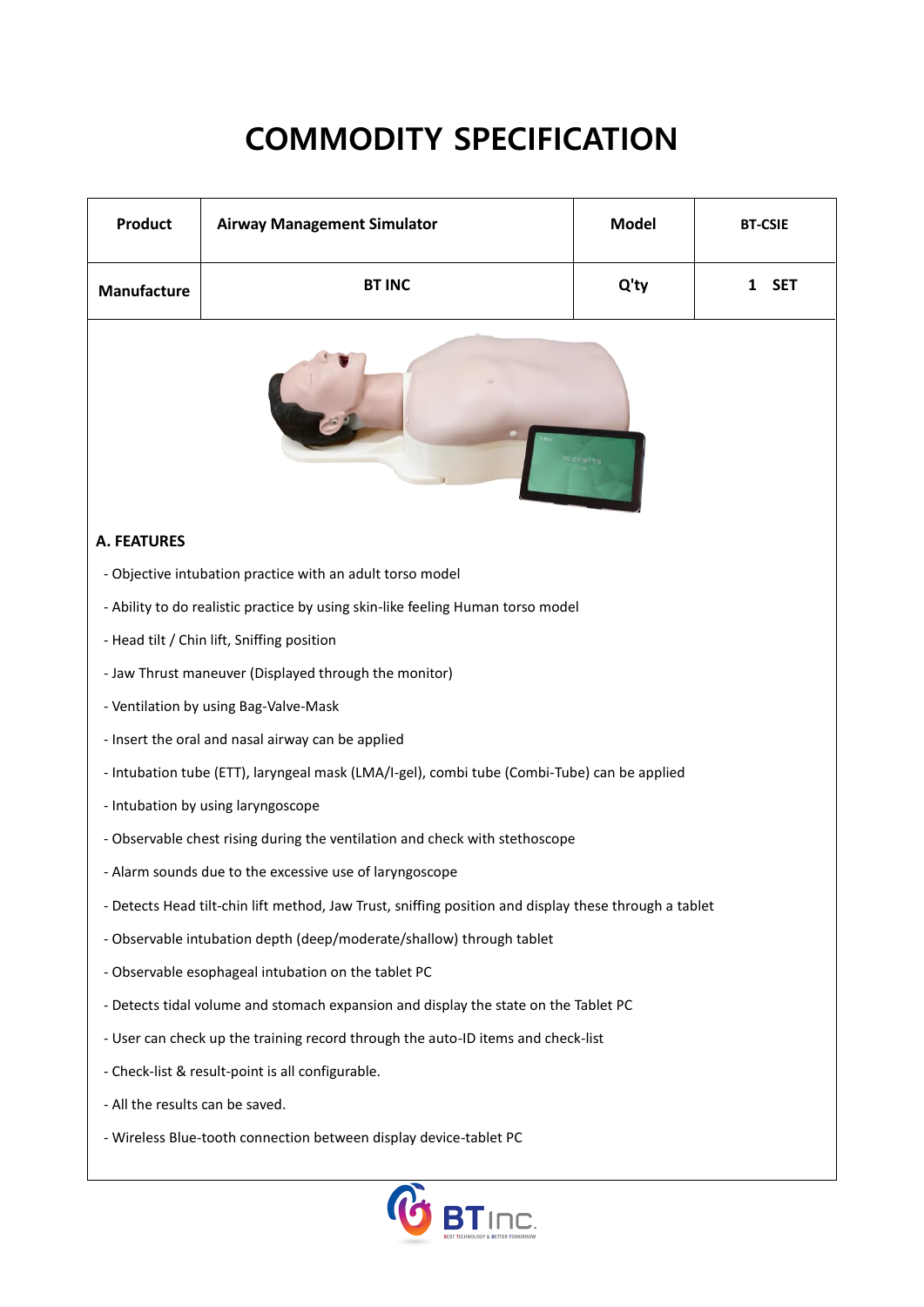# COMMODITY SPECIFICATION

| Product | Airway Management Simulator | Model | BT-CSIE |
| --- | --- | --- | --- |
| Manufacture | BT INC | Q'ty | 1 SET |

**A. FEATURES**

- Objective intubation practice with an adult torso model
- Ability to do realistic practice by using skin-like feeling Human torso model
- Head tilt / Chin lift, Sniffing position
- Jaw Thrust maneuver (Displayed through the monitor)
- Ventilation by using Bag-Valve-Mask
- Insert the oral and nasal airway can be applied
- Intubation tube (ETT), laryngeal mask (LMA/I-gel), combi tube (Combi-Tube) can be applied
- Intubation by using laryngoscope
- Observable chest rising during the ventilation and check with stethoscope
- Alarm sounds due to the excessive use of laryngoscope
- Detects Head tilt-chin lift method, Jaw Trust, sniffing position and display these through a tablet
- Observable intubation depth (deep/moderate/shallow) through tablet
- Observable esophageal intubation on the tablet PC
- Detects tidal volume and stomach expansion and display the state on the Tablet PC
- User can check up the training record through the auto-ID items and check-list
- Check-list & result-point is all configurable.
- All the results can be saved.
- Wireless Blue-tooth connection between display device-tablet PC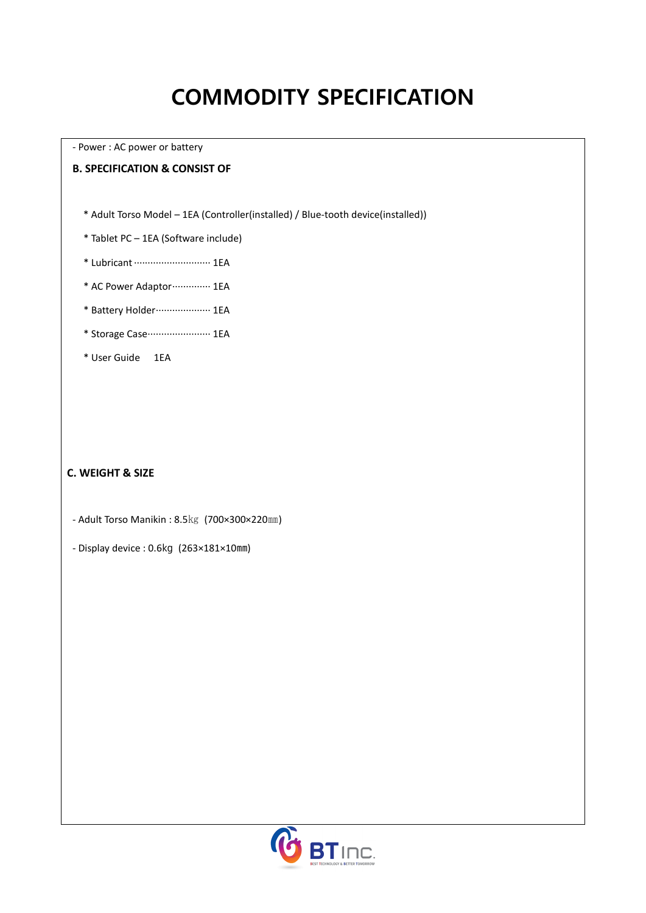# COMMODITY SPECIFICATION

- Power : AC power or battery

**B. SPECIFICATION & CONSIST OF**

* Adult Torso Model – 1EA (Controller(installed) / Blue-tooth device(installed))

* Tablet PC – 1EA (Software include)

* Lubricant ··························· 1EA

* AC Power Adaptor············· 1EA

* Battery Holder··················· 1EA

* Storage Case······················ 1EA

* User Guide 1EA

**C. WEIGHT & SIZE**

- Adult Torso Manikin : 8.5㎏ (700×300×220㎜)

- Display device : 0.6㎏ (263×181×10㎜)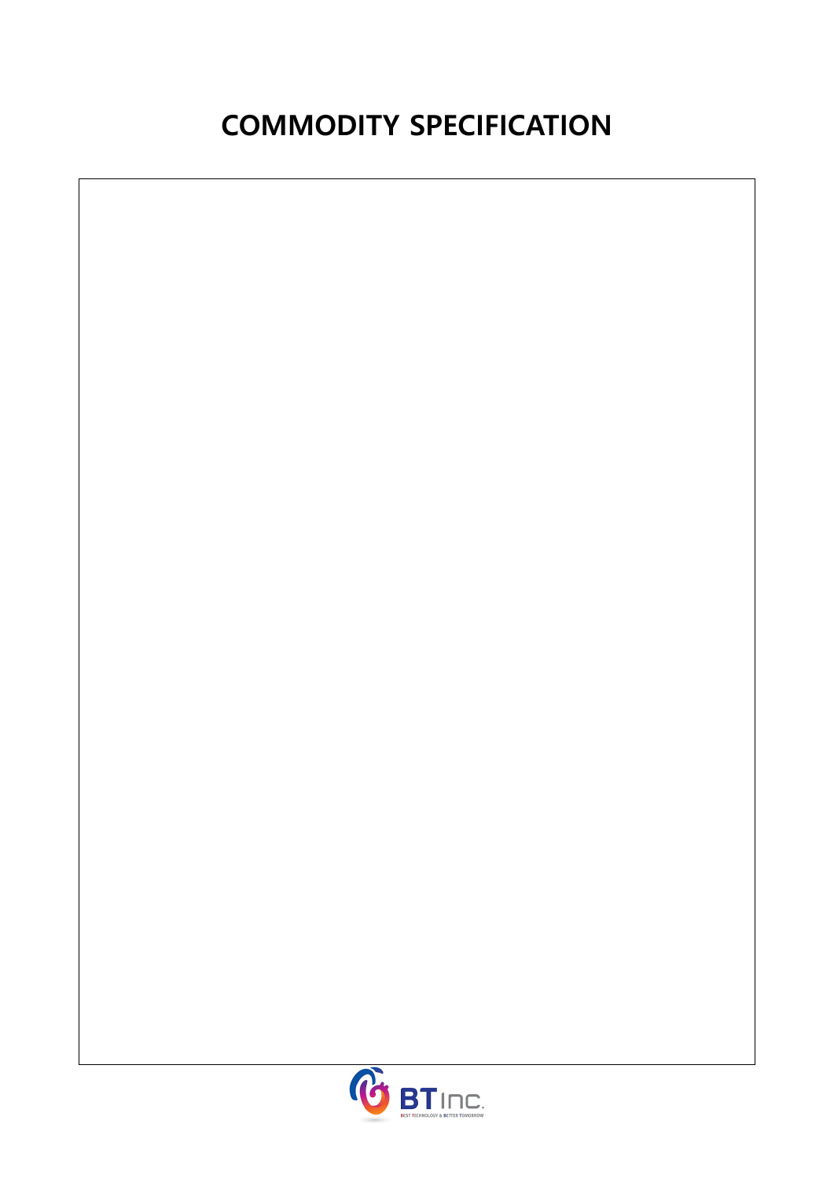# COMMODITY SPECIFICATION